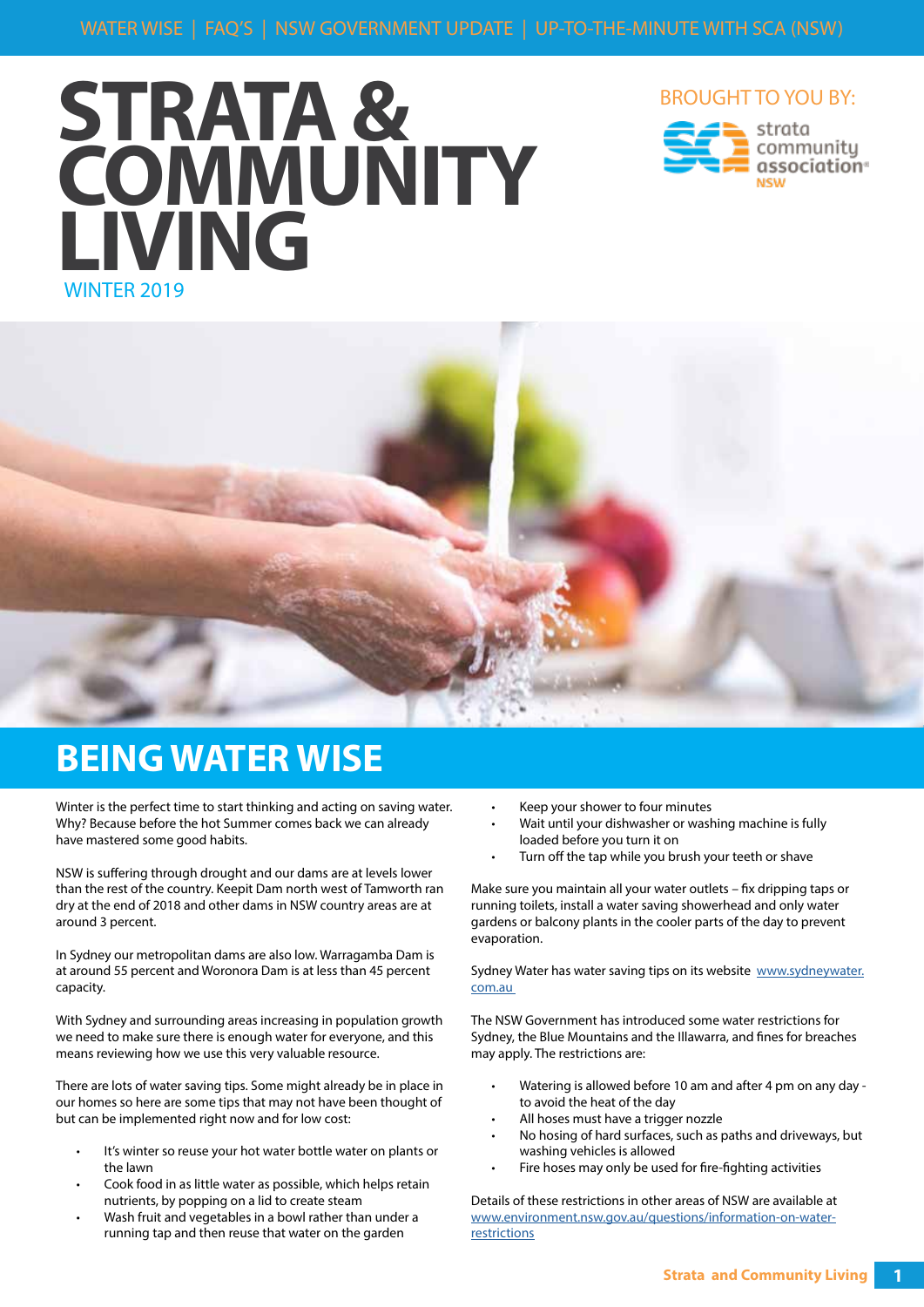WATER WISE | FAQ'S | NSW GOVERNMENT UPDATE | UP-TO-THE-MINUTE WITH SCA (NSW)

# STRATA & COMMUNITY LIVING

WINTER 2019

BROUGHT TO YOU BY: strata community association NSW

## BEING WATER WISE

Winter is the perfect time to start thinking and acting on saving water. Why? Because before the hot Summer comes back we can already have mastered some good habits.

NSW is suffering through drought and our dams are at levels lower than the rest of the country. Keepit Dam north west of Tamworth ran dry at the end of 2018 and other dams in NSW country areas are at around 3 percent.

In Sydney our metropolitan dams are also low. Warragamba Dam is at around 55 percent and Woronora Dam is at less than 45 percent capacity.

With Sydney and surrounding areas increasing in population growth we need to make sure there is enough water for everyone, and this means reviewing how we use this very valuable resource.

There are lots of water saving tips. Some might already be in place in our homes so here are some tips that may not have been thought of but can be implemented right now and for low cost:

- It's winter so reuse your hot water bottle water on plants or the lawn
- Cook food in as little water as possible, which helps retain nutrients, by popping on a lid to create steam
- Wash fruit and vegetables in a bowl rather than under a running tap and then reuse that water on the garden
- Keep your shower to four minutes
- Wait until your dishwasher or washing machine is fully loaded before you turn it on
- Turn off the tap while you brush your teeth or shave

Make sure you maintain all your water outlets – fix dripping taps or running toilets, install a water saving showerhead and only water gardens or balcony plants in the cooler parts of the day to prevent evaporation.

Sydney Water has water saving tips on its website [www.sydneywater.com.au](http://www.sydneywater.com.au)

The NSW Government has introduced some water restrictions for Sydney, the Blue Mountains and the Illawarra, and fines for breaches may apply. The restrictions are:

- Watering is allowed before 10 am and after 4 pm on any day - to avoid the heat of the day
- All hoses must have a trigger nozzle
- No hosing of hard surfaces, such as paths and driveways, but washing vehicles is allowed
- Fire hoses may only be used for fire-fighting activities

Details of these restrictions in other areas of NSW are available at [www.environment.nsw.gov.au/questions/information-on-water-restrictions](http://www.environment.nsw.gov.au/questions/information-on-water-restrictions)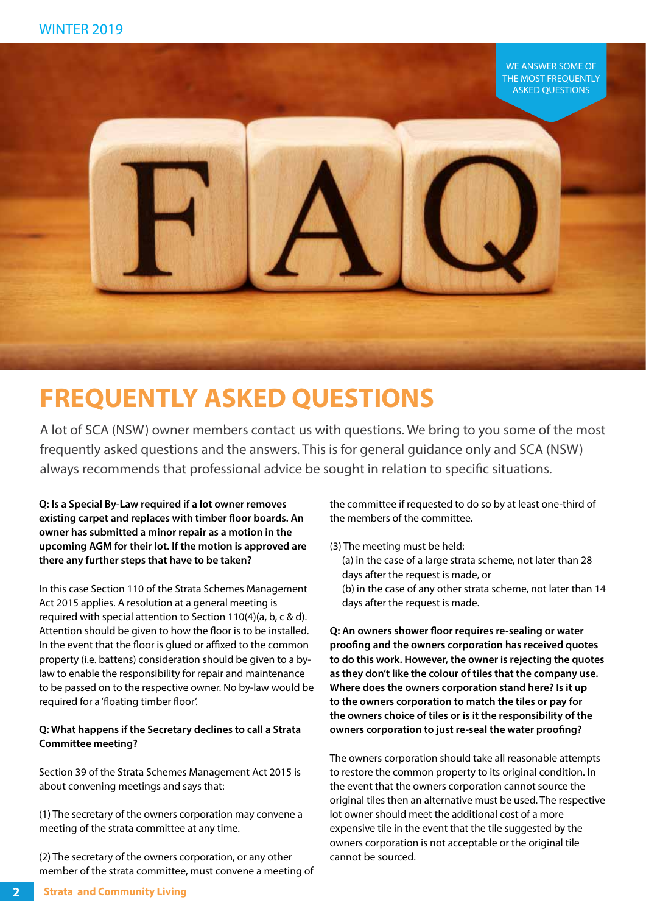WE ANSWER SOME OF THE MOST FREQUENTLY ASKED QUESTIONS

# FREQUENTLY ASKED QUESTIONS

A lot of SCA (NSW) owner members contact us with questions. We bring to you some of the most frequently asked questions and the answers. This is for general guidance only and SCA (NSW) always recommends that professional advice be sought in relation to specific situations.

**Q: Is a Special By-Law required if a lot owner removes existing carpet and replaces with timber floor boards. An owner has submitted a minor repair as a motion in the upcoming AGM for their lot. If the motion is approved are there any further steps that have to be taken?**

In this case Section 110 of the Strata Schemes Management Act 2015 applies. A resolution at a general meeting is required with special attention to Section 110(4)(a, b, c & d). Attention should be given to how the floor is to be installed. In the event that the floor is glued or affixed to the common property (i.e. battens) consideration should be given to a by-law to enable the responsibility for repair and maintenance to be passed on to the respective owner. No by-law would be required for a 'floating timber floor'.

**Q: What happens if the Secretary declines to call a Strata Committee meeting?**

Section 39 of the Strata Schemes Management Act 2015 is about convening meetings and says that:

(1) The secretary of the owners corporation may convene a meeting of the strata committee at any time.

(2) The secretary of the owners corporation, or any other member of the strata committee, must convene a meeting of the committee if requested to do so by at least one-third of the members of the committee.

(3) The meeting must be held:
(a) in the case of a large strata scheme, not later than 28 days after the request is made, or
(b) in the case of any other strata scheme, not later than 14 days after the request is made.

**Q: An owners shower floor requires re-sealing or water proofing and the owners corporation has received quotes to do this work. However, the owner is rejecting the quotes as they don't like the colour of tiles that the company use. Where does the owners corporation stand here? Is it up to the owners corporation to match the tiles or pay for the owners choice of tiles or is it the responsibility of the owners corporation to just re-seal the water proofing?**

The owners corporation should take all reasonable attempts to restore the common property to its original condition. In the event that the owners corporation cannot source the original tiles then an alternative must be used. The respective lot owner should meet the additional cost of a more expensive tile in the event that the tile suggested by the owners corporation is not acceptable or the original tile cannot be sourced.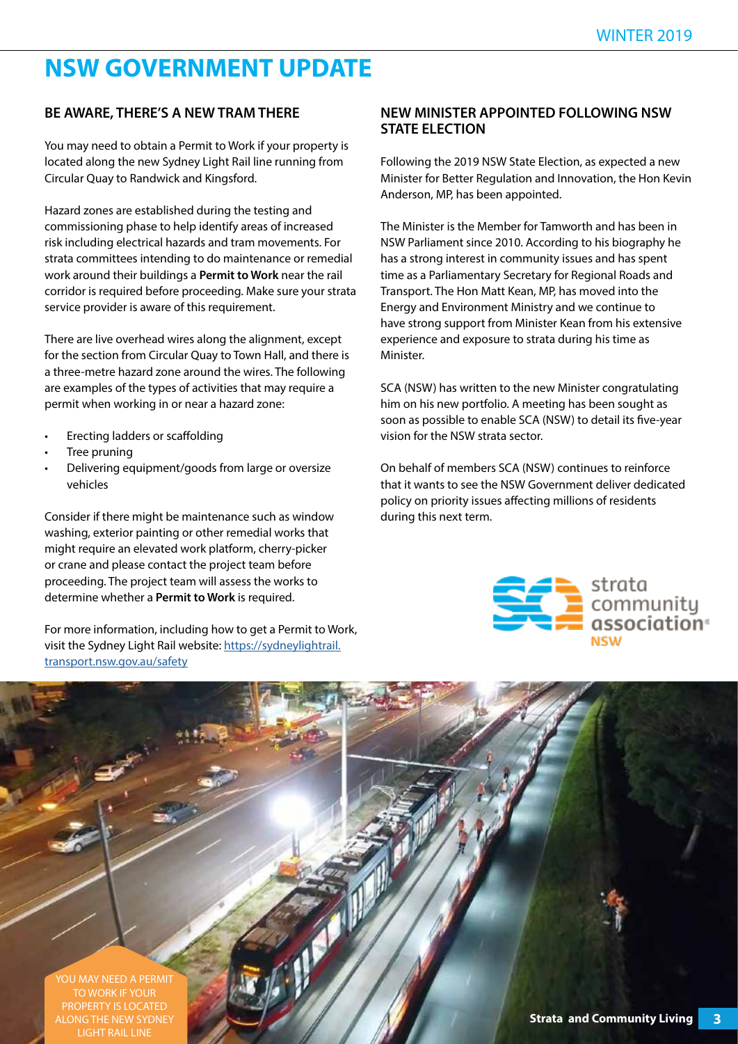# NSW GOVERNMENT UPDATE

## BE AWARE, THERE'S A NEW TRAM THERE

You may need to obtain a Permit to Work if your property is located along the new Sydney Light Rail line running from Circular Quay to Randwick and Kingsford.

Hazard zones are established during the testing and commissioning phase to help identify areas of increased risk including electrical hazards and tram movements. For strata committees intending to do maintenance or remedial work around their buildings a **Permit to Work** near the rail corridor is required before proceeding. Make sure your strata service provider is aware of this requirement.

There are live overhead wires along the alignment, except for the section from Circular Quay to Town Hall, and there is a three-metre hazard zone around the wires. The following are examples of the types of activities that may require a permit when working in or near a hazard zone:

- Erecting ladders or scaffolding
- Tree pruning
- Delivering equipment/goods from large or oversize vehicles

Consider if there might be maintenance such as window washing, exterior painting or other remedial works that might require an elevated work platform, cherry-picker or crane and please contact the project team before proceeding. The project team will assess the works to determine whether a **Permit to Work** is required.

For more information, including how to get a Permit to Work, visit the Sydney Light Rail website: https://sydneylightrail.transport.nsw.gov.au/safety

## NEW MINISTER APPOINTED FOLLOWING NSW STATE ELECTION

Following the 2019 NSW State Election, as expected a new Minister for Better Regulation and Innovation, the Hon Kevin Anderson, MP, has been appointed.

The Minister is the Member for Tamworth and has been in NSW Parliament since 2010. According to his biography he has a strong interest in community issues and has spent time as a Parliamentary Secretary for Regional Roads and Transport. The Hon Matt Kean, MP, has moved into the Energy and Environment Ministry and we continue to have strong support from Minister Kean from his extensive experience and exposure to strata during his time as Minister.

SCA (NSW) has written to the new Minister congratulating him on his new portfolio. A meeting has been sought as soon as possible to enable SCA (NSW) to detail its five-year vision for the NSW strata sector.

On behalf of members SCA (NSW) continues to reinforce that it wants to see the NSW Government deliver dedicated policy on priority issues affecting millions of residents during this next term.

YOU MAY NEED A PERMIT TO WORK IF YOUR PROPERTY IS LOCATED ALONG THE NEW SYDNEY LIGHT RAIL LINE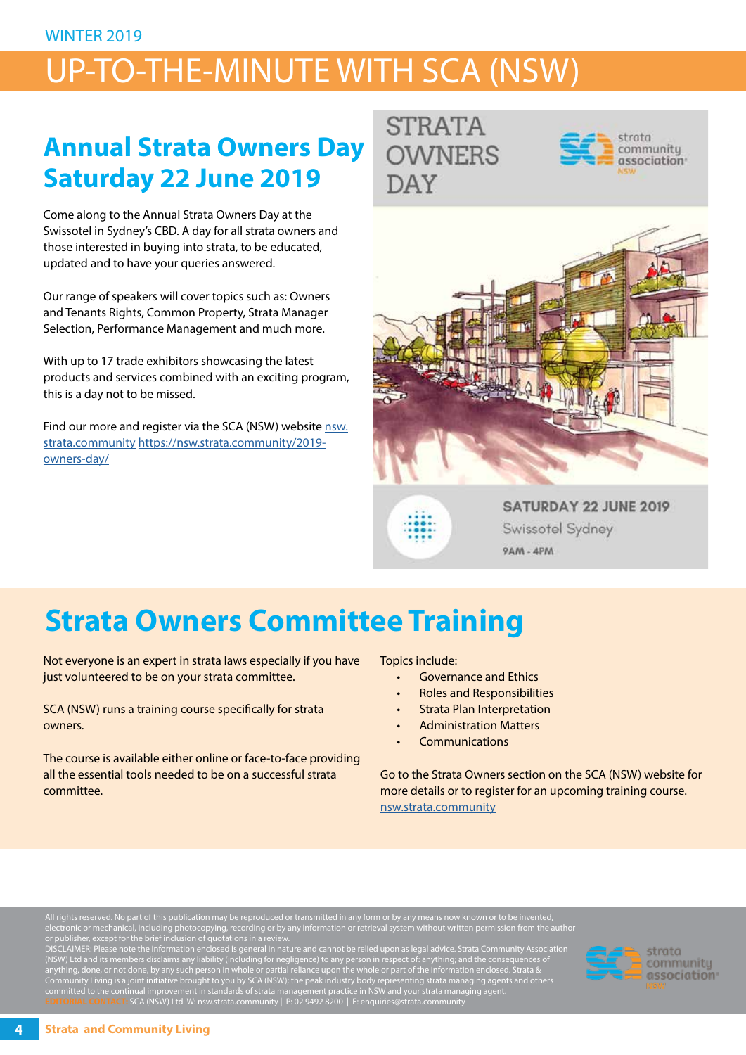WINTER 2019

# UP-TO-THE-MINUTE WITH SCA (NSW)

## Annual Strata Owners Day Saturday 22 June 2019

Come along to the Annual Strata Owners Day at the Swissotel in Sydney's CBD. A day for all strata owners and those interested in buying into strata, to be educated, updated and to have your queries answered.

Our range of speakers will cover topics such as: Owners and Tenants Rights, Common Property, Strata Manager Selection, Performance Management and much more.

With up to 17 trade exhibitors showcasing the latest products and services combined with an exciting program, this is a day not to be missed.

Find our more and register via the SCA (NSW) website nsw.strata.community https://nsw.strata.community/2019-owners-day/

STRATA OWNERS DAY

strata community association NSW

SATURDAY 22 JUNE 2019
Swissotel Sydney
9AM - 4PM

## Strata Owners Committee Training

Not everyone is an expert in strata laws especially if you have just volunteered to be on your strata committee.

SCA (NSW) runs a training course specifically for strata owners.

The course is available either online or face-to-face providing all the essential tools needed to be on a successful strata committee.

Topics include:

- Governance and Ethics
- Roles and Responsibilities
- Strata Plan Interpretation
- Administration Matters
- Communications

Go to the Strata Owners section on the SCA (NSW) website for more details or to register for an upcoming training course. nsw.strata.community

All rights reserved. No part of this publication may be reproduced or transmitted in any form or by any means now known or to be invented, electronic or mechanical, including photocopying, recording or by any information or retrieval system without written permission from the author or publisher, except for the brief inclusion of quotations in a review.
DISCLAIMER: Please note the information enclosed is general in nature and cannot be relied upon as legal advice. Strata Community Association (NSW) Ltd and its members disclaims any liability (including for negligence) to any person in respect of: anything; and the consequences of anything, done, or not done, by any such person in whole or partial reliance upon the whole or part of the information enclosed. Strata & Community Living is a joint initiative brought to you by SCA (NSW); the peak industry body representing strata managing agents and others committed to the continual improvement in standards of strata management practice in NSW and your strata managing agent.
EDITORIAL CONTACT: SCA (NSW) Ltd W: nsw.strata.community | P: 02 9492 8200 | E: enquiries@strata.community

strata community association NSW